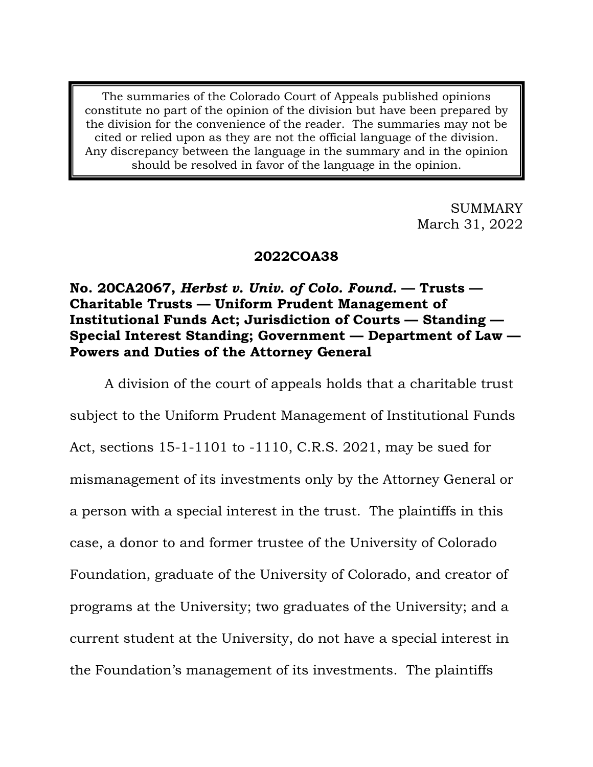The summaries of the Colorado Court of Appeals published opinions constitute no part of the opinion of the division but have been prepared by the division for the convenience of the reader. The summaries may not be cited or relied upon as they are not the official language of the division. Any discrepancy between the language in the summary and in the opinion should be resolved in favor of the language in the opinion.

SUMMARY
March 31, 2022

**2022COA38**

**No. 20CA2067, *Herbst v. Univ. of Colo. Found.* — Trusts — Charitable Trusts — Uniform Prudent Management of Institutional Funds Act; Jurisdiction of Courts — Standing — Special Interest Standing; Government — Department of Law — Powers and Duties of the Attorney General**

A division of the court of appeals holds that a charitable trust subject to the Uniform Prudent Management of Institutional Funds Act, sections 15-1-1101 to -1110, C.R.S. 2021, may be sued for mismanagement of its investments only by the Attorney General or a person with a special interest in the trust. The plaintiffs in this case, a donor to and former trustee of the University of Colorado Foundation, graduate of the University of Colorado, and creator of programs at the University; two graduates of the University; and a current student at the University, do not have a special interest in the Foundation's management of its investments. The plaintiffs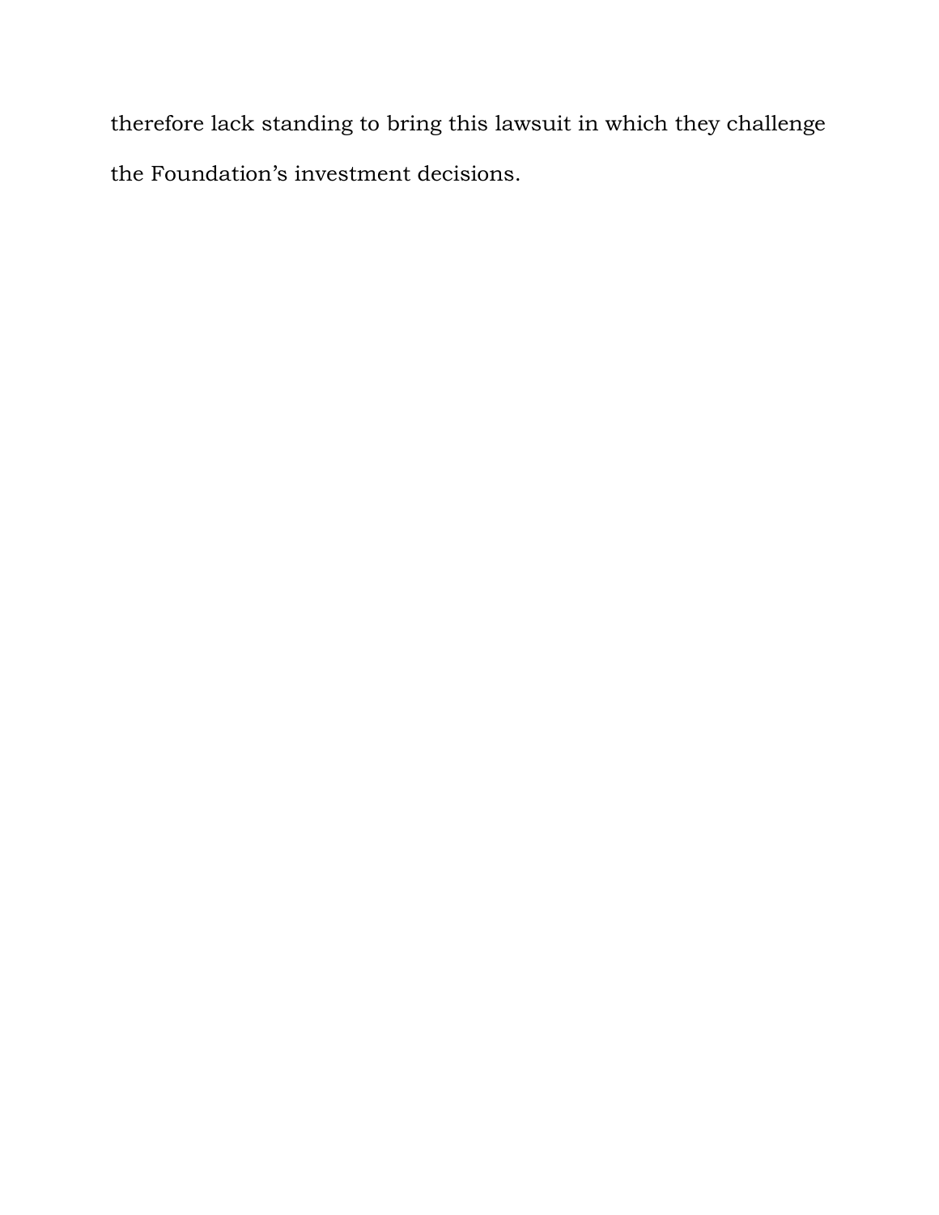therefore lack standing to bring this lawsuit in which they challenge the Foundation's investment decisions.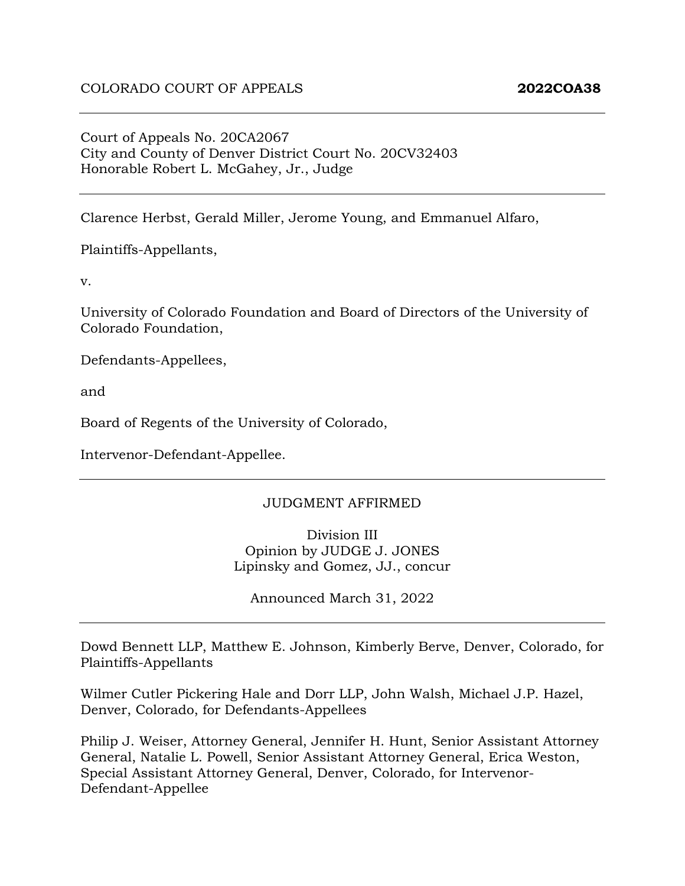COLORADO COURT OF APPEALS **2022COA38**

---

Court of Appeals No. 20CA2067
City and County of Denver District Court No. 20CV32403
Honorable Robert L. McGahey, Jr., Judge

---

Clarence Herbst, Gerald Miller, Jerome Young, and Emmanuel Alfaro,

Plaintiffs-Appellants,

v.

University of Colorado Foundation and Board of Directors of the University of Colorado Foundation,

Defendants-Appellees,

and

Board of Regents of the University of Colorado,

Intervenor-Defendant-Appellee.

---

JUDGMENT AFFIRMED

Division III
Opinion by JUDGE J. JONES
Lipinsky and Gomez, JJ., concur

Announced March 31, 2022

---

Dowd Bennett LLP, Matthew E. Johnson, Kimberly Berve, Denver, Colorado, for Plaintiffs-Appellants

Wilmer Cutler Pickering Hale and Dorr LLP, John Walsh, Michael J.P. Hazel, Denver, Colorado, for Defendants-Appellees

Philip J. Weiser, Attorney General, Jennifer H. Hunt, Senior Assistant Attorney General, Natalie L. Powell, Senior Assistant Attorney General, Erica Weston, Special Assistant Attorney General, Denver, Colorado, for Intervenor-Defendant-Appellee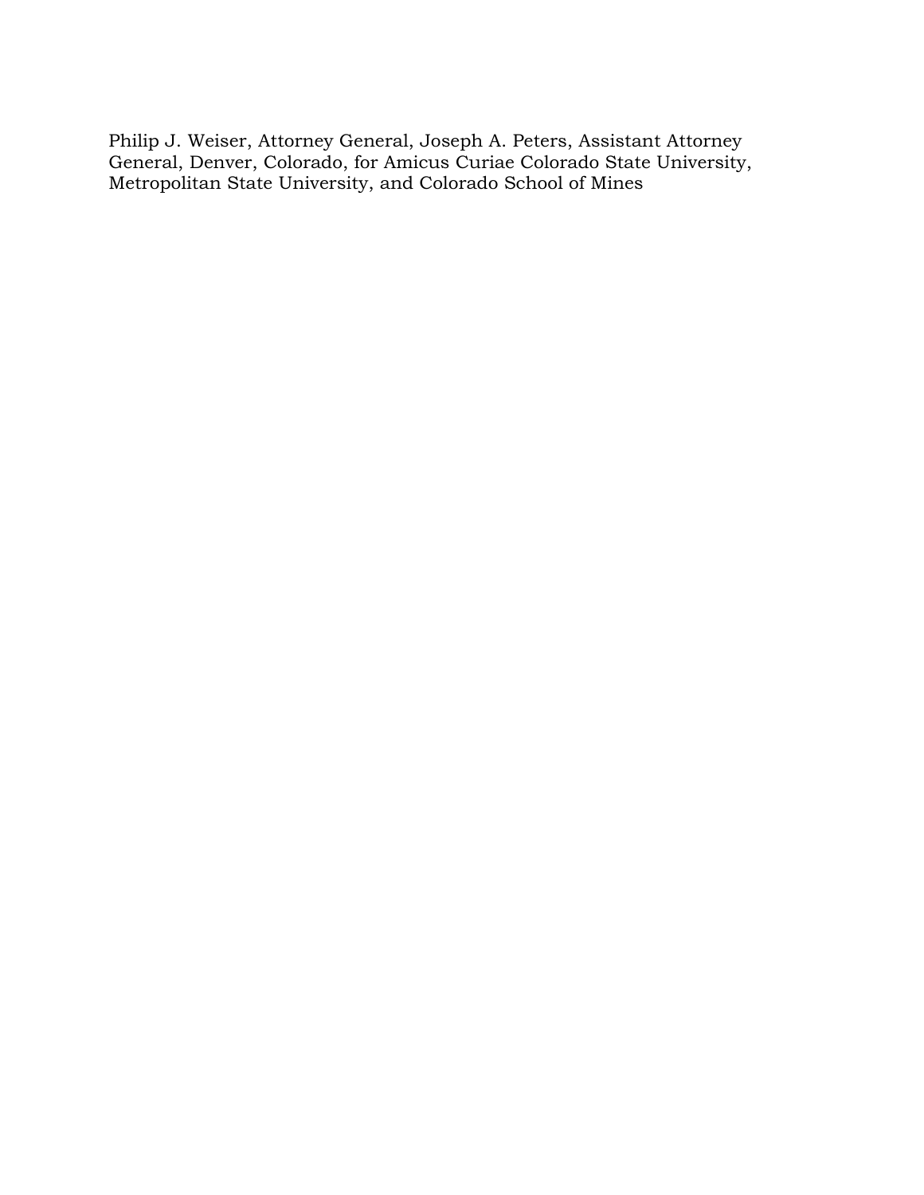Philip J. Weiser, Attorney General, Joseph A. Peters, Assistant Attorney General, Denver, Colorado, for Amicus Curiae Colorado State University, Metropolitan State University, and Colorado School of Mines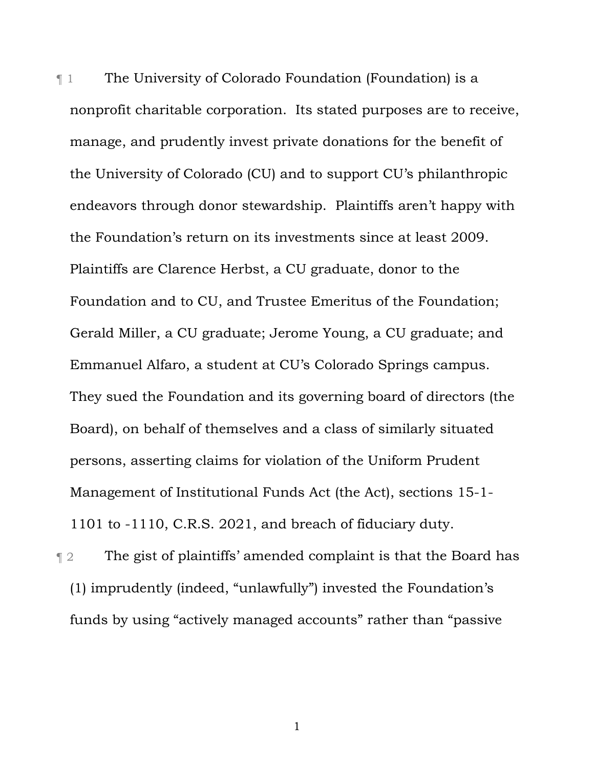¶ 1 The University of Colorado Foundation (Foundation) is a nonprofit charitable corporation. Its stated purposes are to receive, manage, and prudently invest private donations for the benefit of the University of Colorado (CU) and to support CU's philanthropic endeavors through donor stewardship. Plaintiffs aren't happy with the Foundation's return on its investments since at least 2009. Plaintiffs are Clarence Herbst, a CU graduate, donor to the Foundation and to CU, and Trustee Emeritus of the Foundation; Gerald Miller, a CU graduate; Jerome Young, a CU graduate; and Emmanuel Alfaro, a student at CU's Colorado Springs campus. They sued the Foundation and its governing board of directors (the Board), on behalf of themselves and a class of similarly situated persons, asserting claims for violation of the Uniform Prudent Management of Institutional Funds Act (the Act), sections 15-1-1101 to -1110, C.R.S. 2021, and breach of fiduciary duty.

¶ 2 The gist of plaintiffs' amended complaint is that the Board has (1) imprudently (indeed, "unlawfully") invested the Foundation's funds by using "actively managed accounts" rather than "passive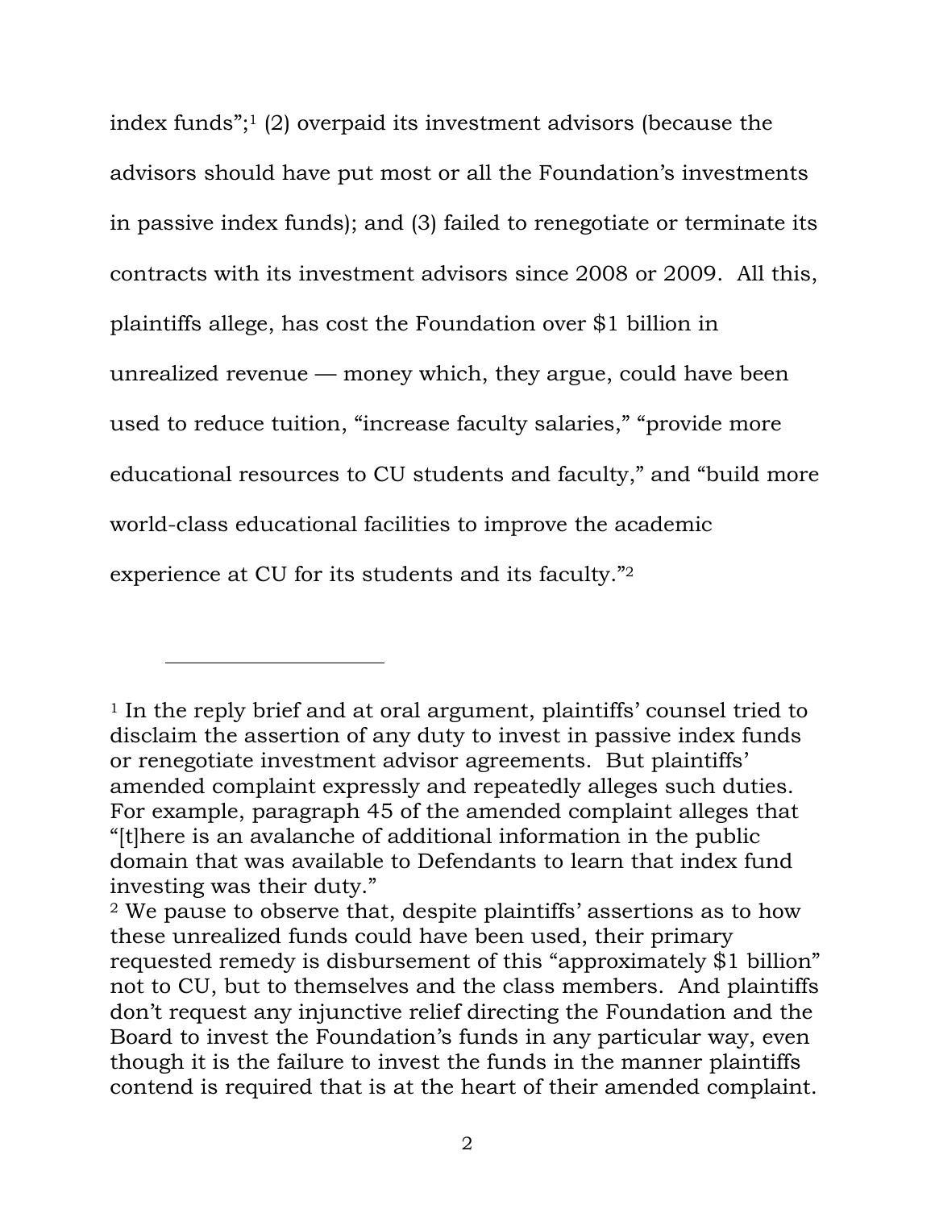index funds";[1] (2) overpaid its investment advisors (because the advisors should have put most or all the Foundation's investments in passive index funds); and (3) failed to renegotiate or terminate its contracts with its investment advisors since 2008 or 2009. All this, plaintiffs allege, has cost the Foundation over $1 billion in unrealized revenue — money which, they argue, could have been used to reduce tuition, "increase faculty salaries," "provide more educational resources to CU students and faculty," and "build more world-class educational facilities to improve the academic experience at CU for its students and its faculty."[2]

---

[1] In the reply brief and at oral argument, plaintiffs' counsel tried to disclaim the assertion of any duty to invest in passive index funds or renegotiate investment advisor agreements. But plaintiffs' amended complaint expressly and repeatedly alleges such duties. For example, paragraph 45 of the amended complaint alleges that "[t]here is an avalanche of additional information in the public domain that was available to Defendants to learn that index fund investing was their duty."

[2] We pause to observe that, despite plaintiffs' assertions as to how these unrealized funds could have been used, their primary requested remedy is disbursement of this "approximately $1 billion" not to CU, but to themselves and the class members. And plaintiffs don't request any injunctive relief directing the Foundation and the Board to invest the Foundation's funds in any particular way, even though it is the failure to invest the funds in the manner plaintiffs contend is required that is at the heart of their amended complaint.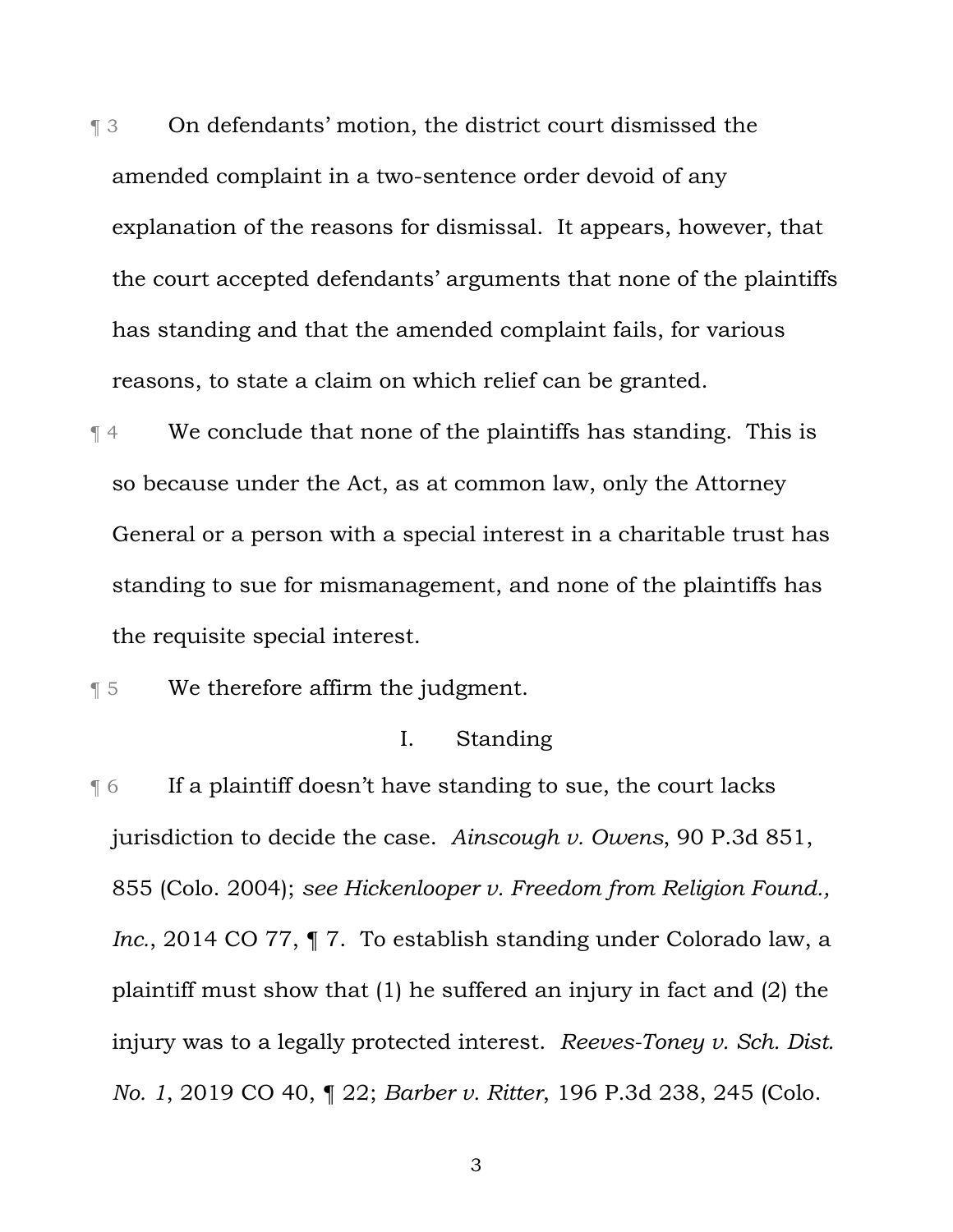¶ 3 On defendants' motion, the district court dismissed the amended complaint in a two-sentence order devoid of any explanation of the reasons for dismissal. It appears, however, that the court accepted defendants' arguments that none of the plaintiffs has standing and that the amended complaint fails, for various reasons, to state a claim on which relief can be granted.

¶ 4 We conclude that none of the plaintiffs has standing. This is so because under the Act, as at common law, only the Attorney General or a person with a special interest in a charitable trust has standing to sue for mismanagement, and none of the plaintiffs has the requisite special interest.

¶ 5 We therefore affirm the judgment.

## I. Standing

¶ 6 If a plaintiff doesn't have standing to sue, the court lacks jurisdiction to decide the case. *Ainscough v. Owens*, 90 P.3d 851, 855 (Colo. 2004); *see Hickenlooper v. Freedom from Religion Found., Inc.*, 2014 CO 77, ¶ 7. To establish standing under Colorado law, a plaintiff must show that (1) he suffered an injury in fact and (2) the injury was to a legally protected interest. *Reeves-Toney v. Sch. Dist. No. 1*, 2019 CO 40, ¶ 22; *Barber v. Ritter*, 196 P.3d 238, 245 (Colo.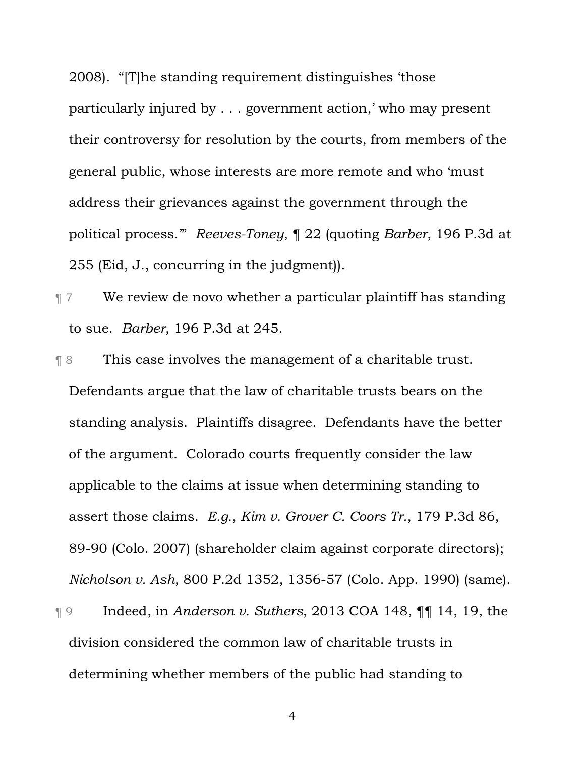2008). "[T]he standing requirement distinguishes 'those particularly injured by . . . government action,' who may present their controversy for resolution by the courts, from members of the general public, whose interests are more remote and who 'must address their grievances against the government through the political process.'" *Reeves-Toney*, ¶ 22 (quoting *Barber*, 196 P.3d at 255 (Eid, J., concurring in the judgment)).

¶ 7 We review de novo whether a particular plaintiff has standing to sue. *Barber*, 196 P.3d at 245.

¶ 8 This case involves the management of a charitable trust. Defendants argue that the law of charitable trusts bears on the standing analysis. Plaintiffs disagree. Defendants have the better of the argument. Colorado courts frequently consider the law applicable to the claims at issue when determining standing to assert those claims. *E.g.*, *Kim v. Grover C. Coors Tr.*, 179 P.3d 86, 89-90 (Colo. 2007) (shareholder claim against corporate directors); *Nicholson v. Ash*, 800 P.2d 1352, 1356-57 (Colo. App. 1990) (same).

¶ 9 Indeed, in *Anderson v. Suthers*, 2013 COA 148, ¶¶ 14, 19, the division considered the common law of charitable trusts in determining whether members of the public had standing to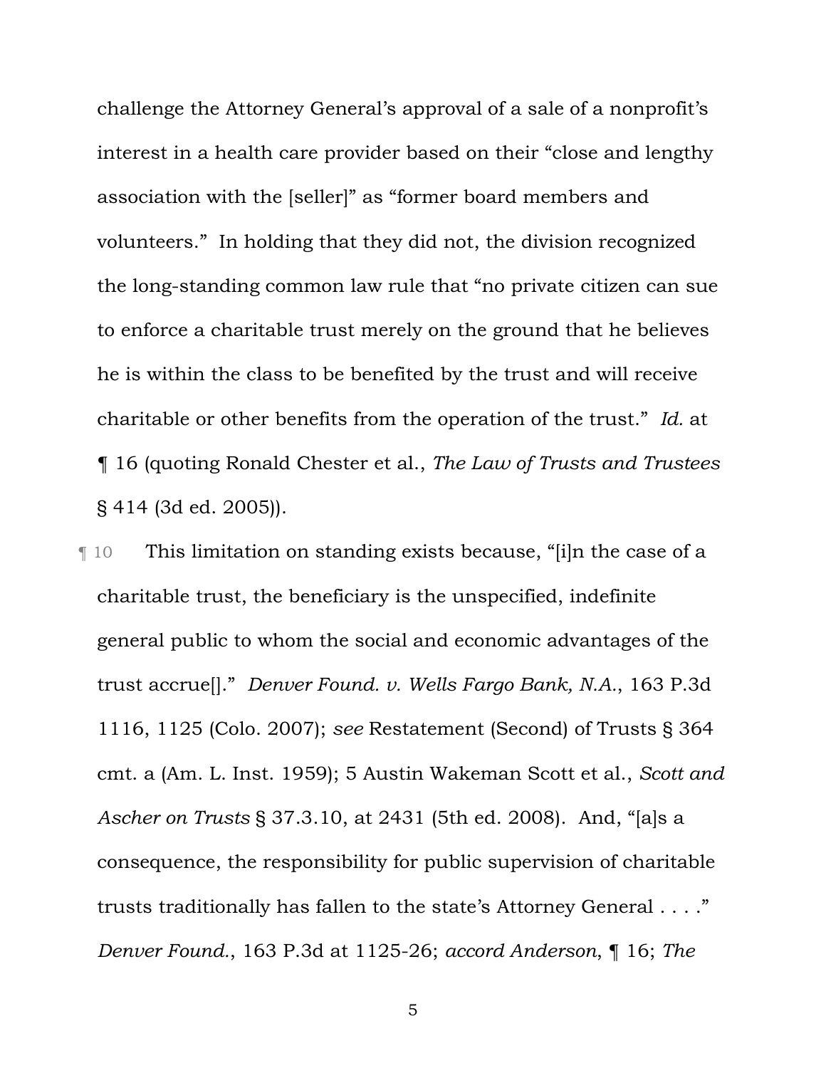challenge the Attorney General's approval of a sale of a nonprofit's interest in a health care provider based on their "close and lengthy association with the [seller]" as "former board members and volunteers." In holding that they did not, the division recognized the long-standing common law rule that "no private citizen can sue to enforce a charitable trust merely on the ground that he believes he is within the class to be benefited by the trust and will receive charitable or other benefits from the operation of the trust." *Id.* at ¶ 16 (quoting Ronald Chester et al., *The Law of Trusts and Trustees* § 414 (3d ed. 2005)).

¶ 10 This limitation on standing exists because, "[i]n the case of a charitable trust, the beneficiary is the unspecified, indefinite general public to whom the social and economic advantages of the trust accrue[]." *Denver Found. v. Wells Fargo Bank, N.A.*, 163 P.3d 1116, 1125 (Colo. 2007); *see* Restatement (Second) of Trusts § 364 cmt. a (Am. L. Inst. 1959); 5 Austin Wakeman Scott et al., *Scott and Ascher on Trusts* § 37.3.10, at 2431 (5th ed. 2008). And, "[a]s a consequence, the responsibility for public supervision of charitable trusts traditionally has fallen to the state's Attorney General . . . ." *Denver Found.*, 163 P.3d at 1125-26; *accord Anderson*, ¶ 16; *The*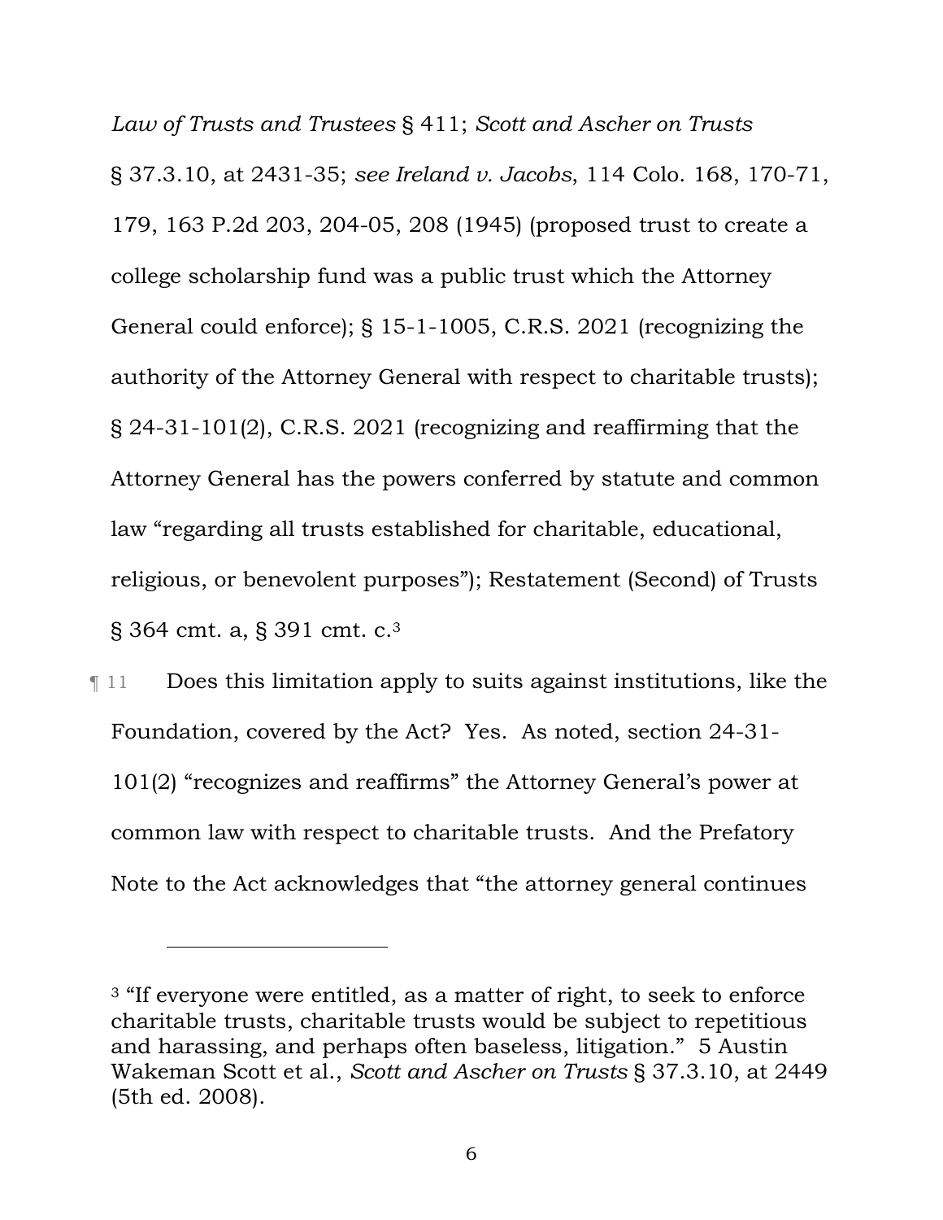*Law of Trusts and Trustees* § 411; *Scott and Ascher on Trusts* § 37.3.10, at 2431-35; *see Ireland v. Jacobs*, 114 Colo. 168, 170-71, 179, 163 P.2d 203, 204-05, 208 (1945) (proposed trust to create a college scholarship fund was a public trust which the Attorney General could enforce); § 15-1-1005, C.R.S. 2021 (recognizing the authority of the Attorney General with respect to charitable trusts); § 24-31-101(2), C.R.S. 2021 (recognizing and reaffirming that the Attorney General has the powers conferred by statute and common law "regarding all trusts established for charitable, educational, religious, or benevolent purposes"); Restatement (Second) of Trusts § 364 cmt. a, § 391 cmt. c.[3]

¶ 11 Does this limitation apply to suits against institutions, like the Foundation, covered by the Act? Yes. As noted, section 24-31-101(2) "recognizes and reaffirms" the Attorney General's power at common law with respect to charitable trusts. And the Prefatory Note to the Act acknowledges that "the attorney general continues

---

[3] "If everyone were entitled, as a matter of right, to seek to enforce charitable trusts, charitable trusts would be subject to repetitious and harassing, and perhaps often baseless, litigation." 5 Austin Wakeman Scott et al., *Scott and Ascher on Trusts* § 37.3.10, at 2449 (5th ed. 2008).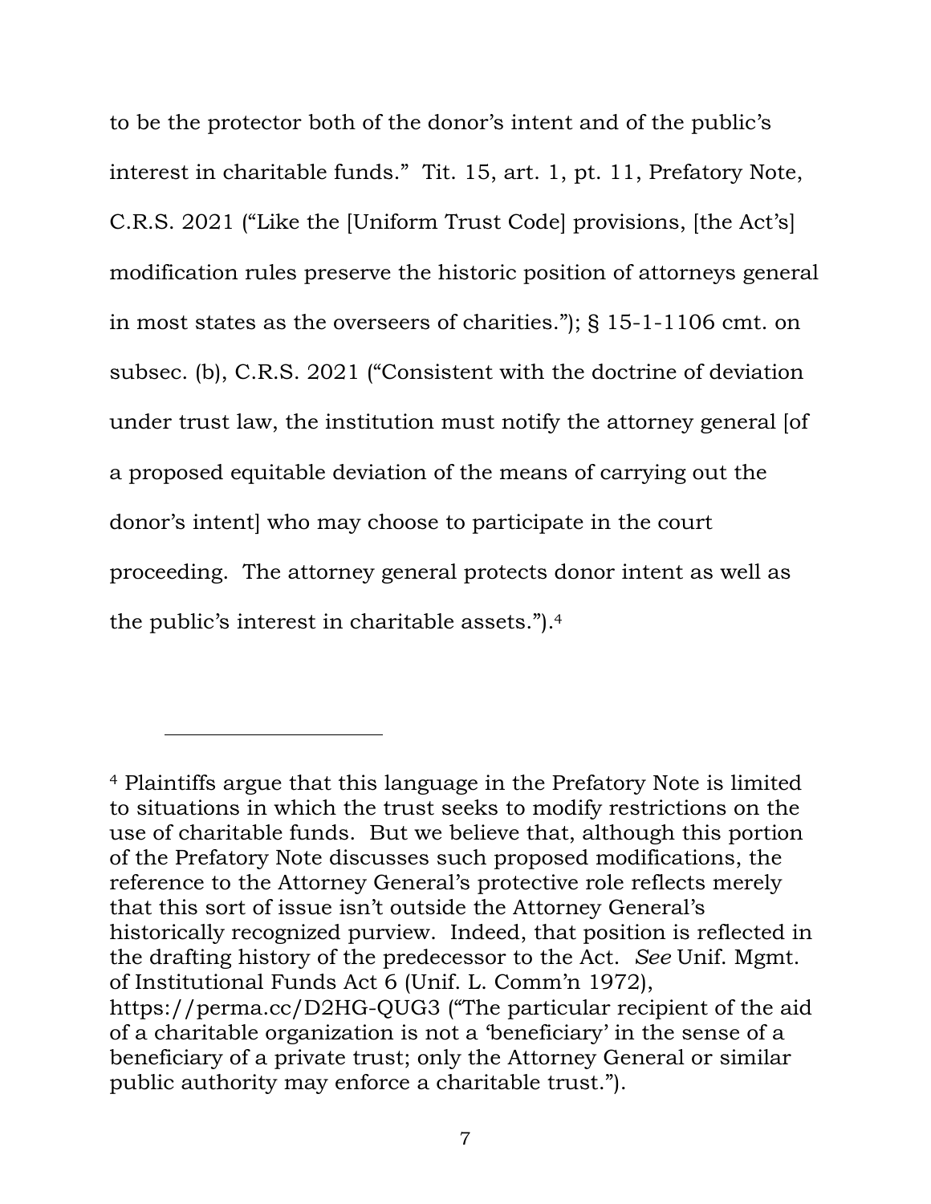to be the protector both of the donor's intent and of the public's interest in charitable funds." Tit. 15, art. 1, pt. 11, Prefatory Note, C.R.S. 2021 ("Like the [Uniform Trust Code] provisions, [the Act's] modification rules preserve the historic position of attorneys general in most states as the overseers of charities."); § 15-1-1106 cmt. on subsec. (b), C.R.S. 2021 ("Consistent with the doctrine of deviation under trust law, the institution must notify the attorney general [of a proposed equitable deviation of the means of carrying out the donor's intent] who may choose to participate in the court proceeding. The attorney general protects donor intent as well as the public's interest in charitable assets.").[4]

---

[4] Plaintiffs argue that this language in the Prefatory Note is limited to situations in which the trust seeks to modify restrictions on the use of charitable funds. But we believe that, although this portion of the Prefatory Note discusses such proposed modifications, the reference to the Attorney General's protective role reflects merely that this sort of issue isn't outside the Attorney General's historically recognized purview. Indeed, that position is reflected in the drafting history of the predecessor to the Act. *See* Unif. Mgmt. of Institutional Funds Act 6 (Unif. L. Comm'n 1972), https://perma.cc/D2HG-QUG3 ("The particular recipient of the aid of a charitable organization is not a 'beneficiary' in the sense of a beneficiary of a private trust; only the Attorney General or similar public authority may enforce a charitable trust.").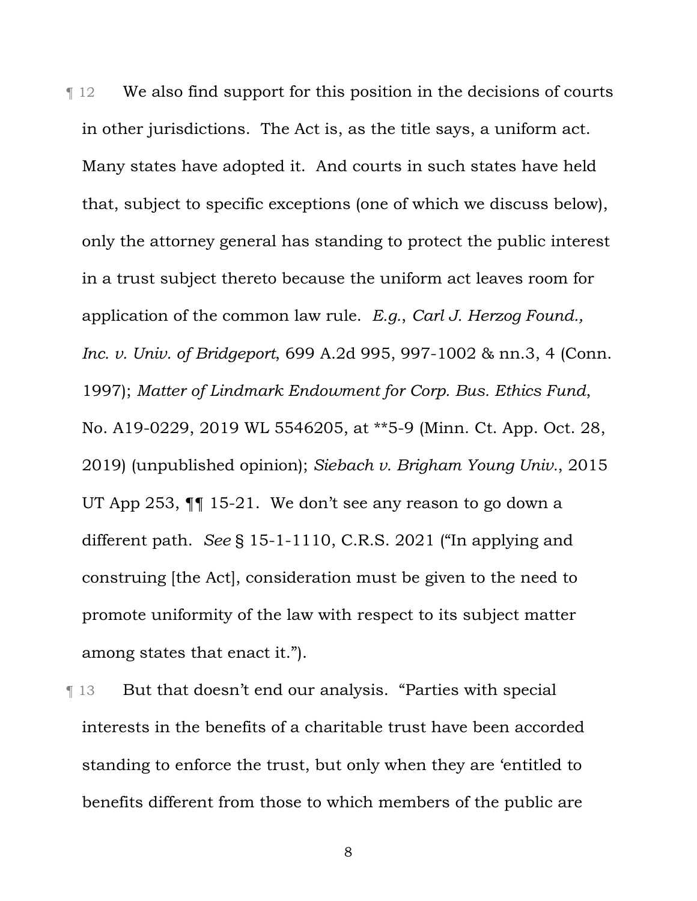¶ 12 We also find support for this position in the decisions of courts in other jurisdictions. The Act is, as the title says, a uniform act. Many states have adopted it. And courts in such states have held that, subject to specific exceptions (one of which we discuss below), only the attorney general has standing to protect the public interest in a trust subject thereto because the uniform act leaves room for application of the common law rule. *E.g.*, *Carl J. Herzog Found., Inc. v. Univ. of Bridgeport*, 699 A.2d 995, 997-1002 & nn.3, 4 (Conn. 1997); *Matter of Lindmark Endowment for Corp. Bus. Ethics Fund*, No. A19-0229, 2019 WL 5546205, at **5-9 (Minn. Ct. App. Oct. 28, 2019) (unpublished opinion); *Siebach v. Brigham Young Univ.*, 2015 UT App 253, ¶¶ 15-21. We don't see any reason to go down a different path. *See* § 15-1-1110, C.R.S. 2021 ("In applying and construing [the Act], consideration must be given to the need to promote uniformity of the law with respect to its subject matter among states that enact it.").

¶ 13 But that doesn't end our analysis. "Parties with special interests in the benefits of a charitable trust have been accorded standing to enforce the trust, but only when they are 'entitled to benefits different from those to which members of the public are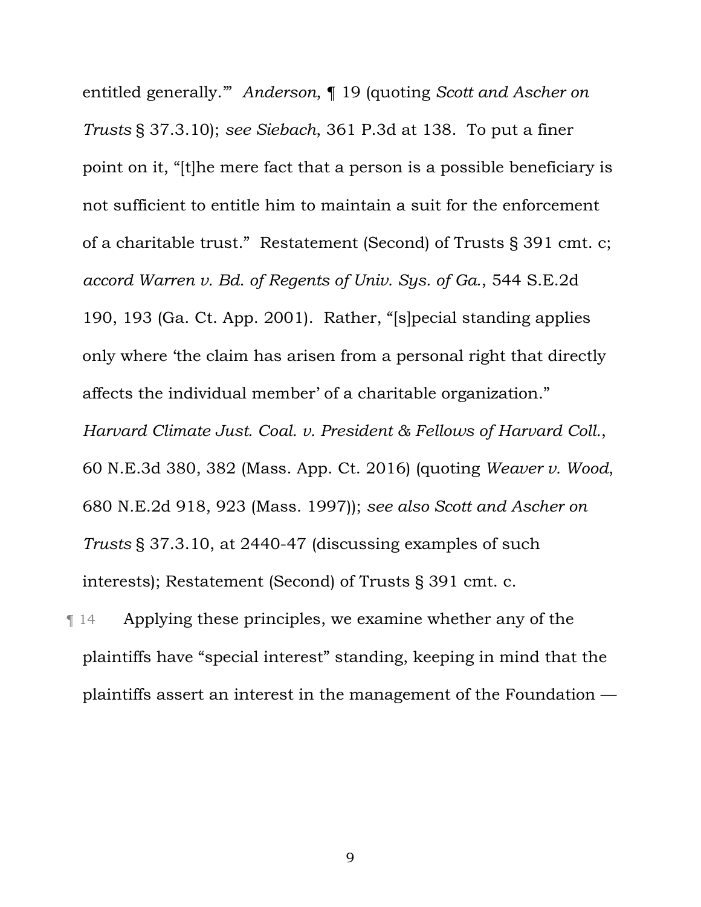entitled generally.'" *Anderson*, ¶ 19 (quoting *Scott and Ascher on Trusts* § 37.3.10); *see Siebach*, 361 P.3d at 138. To put a finer point on it, "[t]he mere fact that a person is a possible beneficiary is not sufficient to entitle him to maintain a suit for the enforcement of a charitable trust." Restatement (Second) of Trusts § 391 cmt. c; *accord Warren v. Bd. of Regents of Univ. Sys. of Ga.*, 544 S.E.2d 190, 193 (Ga. Ct. App. 2001). Rather, "[s]pecial standing applies only where 'the claim has arisen from a personal right that directly affects the individual member' of a charitable organization." *Harvard Climate Just. Coal. v. President & Fellows of Harvard Coll.*, 60 N.E.3d 380, 382 (Mass. App. Ct. 2016) (quoting *Weaver v. Wood*, 680 N.E.2d 918, 923 (Mass. 1997)); *see also Scott and Ascher on Trusts* § 37.3.10, at 2440-47 (discussing examples of such interests); Restatement (Second) of Trusts § 391 cmt. c.

¶ 14 Applying these principles, we examine whether any of the plaintiffs have "special interest" standing, keeping in mind that the plaintiffs assert an interest in the management of the Foundation —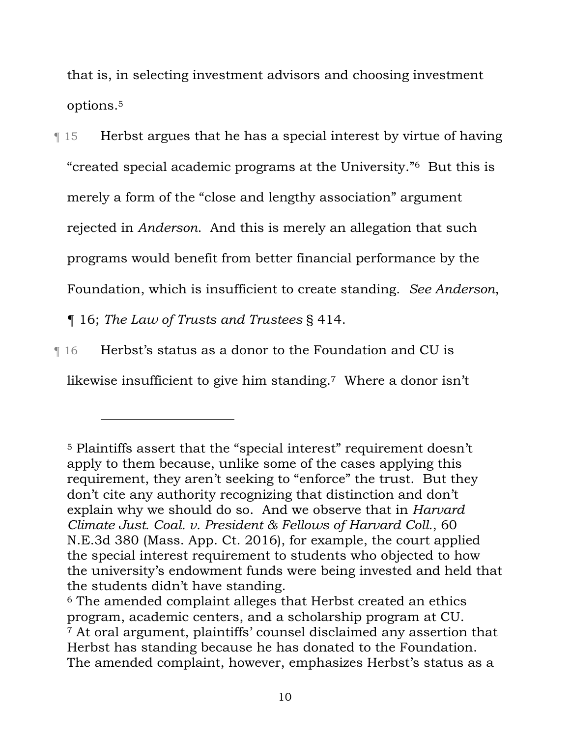that is, in selecting investment advisors and choosing investment options.[5]

¶ 15 Herbst argues that he has a special interest by virtue of having "created special academic programs at the University."[6] But this is merely a form of the "close and lengthy association" argument rejected in *Anderson*. And this is merely an allegation that such programs would benefit from better financial performance by the Foundation, which is insufficient to create standing. *See Anderson*, ¶ 16; *The Law of Trusts and Trustees* § 414.

¶ 16 Herbst's status as a donor to the Foundation and CU is likewise insufficient to give him standing.[7] Where a donor isn't

---

[5] Plaintiffs assert that the "special interest" requirement doesn't apply to them because, unlike some of the cases applying this requirement, they aren't seeking to "enforce" the trust. But they don't cite any authority recognizing that distinction and don't explain why we should do so. And we observe that in *Harvard Climate Just. Coal. v. President & Fellows of Harvard Coll.*, 60 N.E.3d 380 (Mass. App. Ct. 2016), for example, the court applied the special interest requirement to students who objected to how the university's endowment funds were being invested and held that the students didn't have standing.

[6] The amended complaint alleges that Herbst created an ethics program, academic centers, and a scholarship program at CU.

[7] At oral argument, plaintiffs' counsel disclaimed any assertion that Herbst has standing because he has donated to the Foundation. The amended complaint, however, emphasizes Herbst's status as a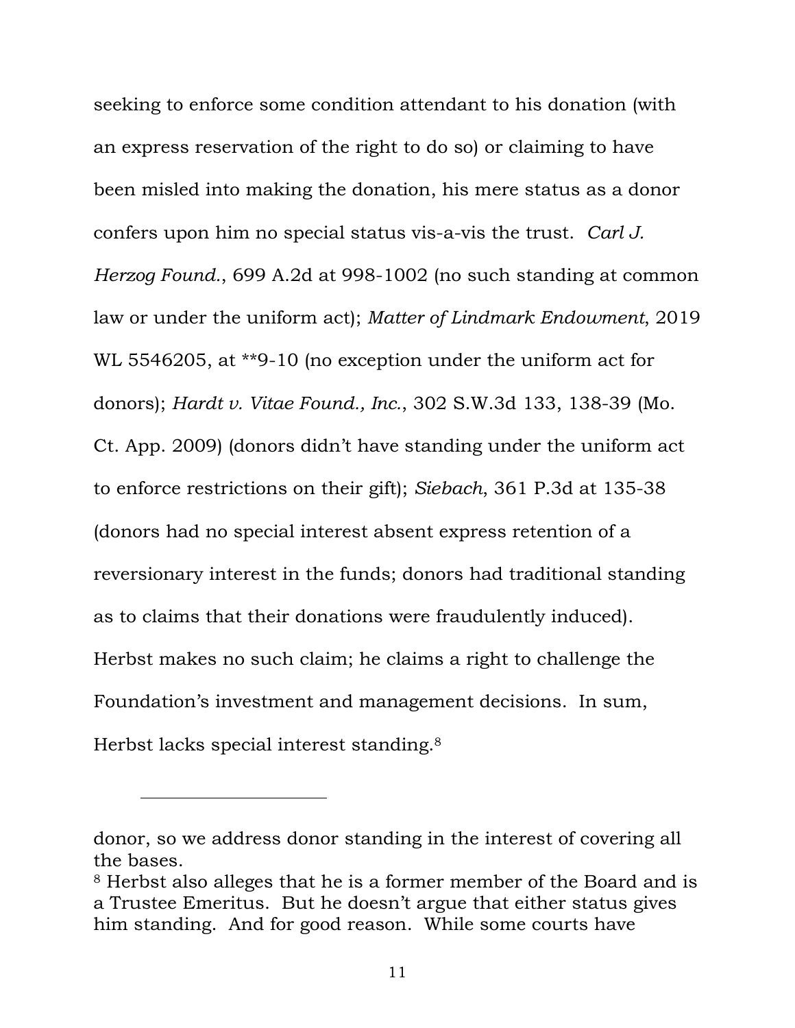seeking to enforce some condition attendant to his donation (with an express reservation of the right to do so) or claiming to have been misled into making the donation, his mere status as a donor confers upon him no special status vis-a-vis the trust. *Carl J. Herzog Found.*, 699 A.2d at 998-1002 (no such standing at common law or under the uniform act); *Matter of Lindmark Endowment*, 2019 WL 5546205, at **9-10 (no exception under the uniform act for donors); *Hardt v. Vitae Found., Inc.*, 302 S.W.3d 133, 138-39 (Mo. Ct. App. 2009) (donors didn't have standing under the uniform act to enforce restrictions on their gift); *Siebach*, 361 P.3d at 135-38 (donors had no special interest absent express retention of a reversionary interest in the funds; donors had traditional standing as to claims that their donations were fraudulently induced). Herbst makes no such claim; he claims a right to challenge the Foundation's investment and management decisions. In sum, Herbst lacks special interest standing.[8]

---

donor, so we address donor standing in the interest of covering all the bases.

[8] Herbst also alleges that he is a former member of the Board and is a Trustee Emeritus. But he doesn't argue that either status gives him standing. And for good reason. While some courts have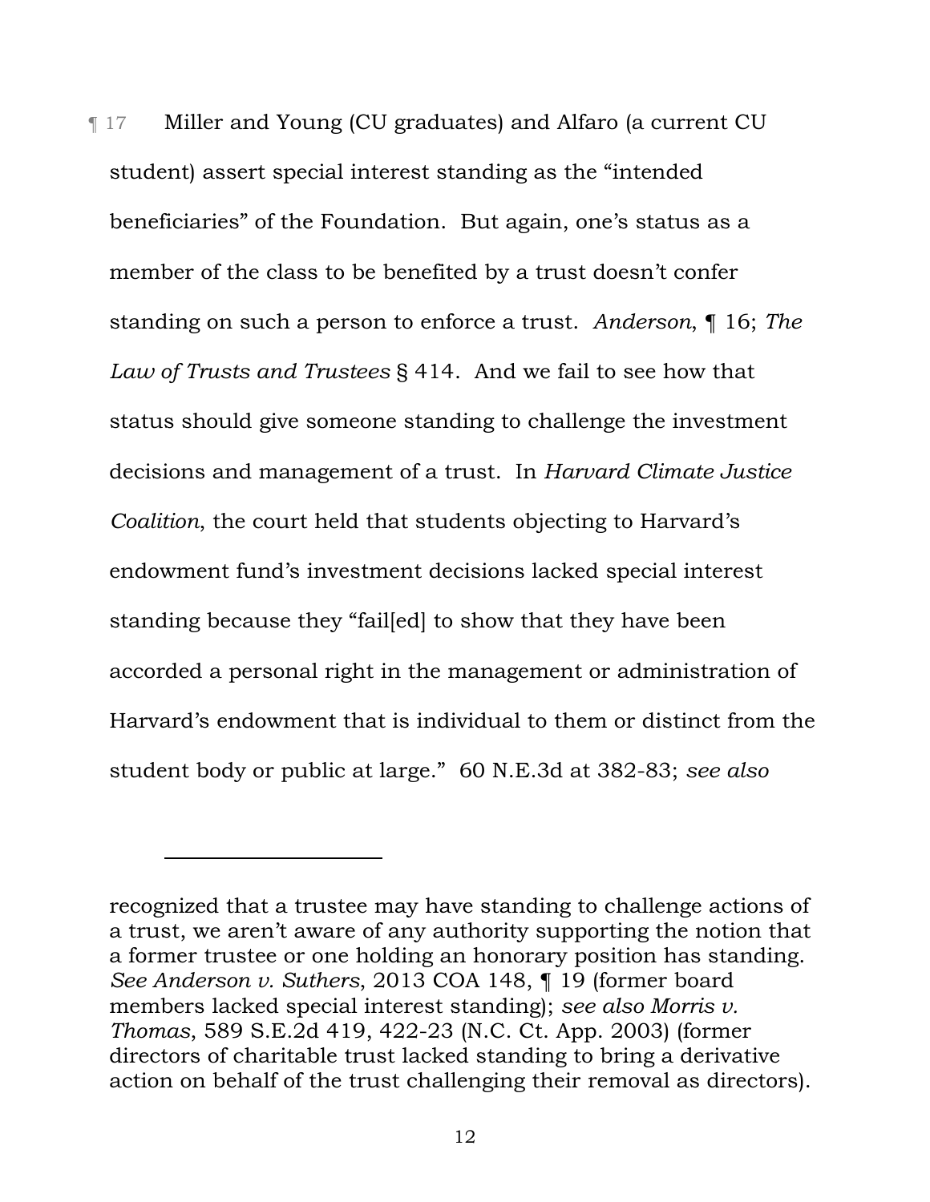¶ 17 Miller and Young (CU graduates) and Alfaro (a current CU student) assert special interest standing as the "intended beneficiaries" of the Foundation. But again, one's status as a member of the class to be benefited by a trust doesn't confer standing on such a person to enforce a trust. *Anderson*, ¶ 16; *The Law of Trusts and Trustees* § 414. And we fail to see how that status should give someone standing to challenge the investment decisions and management of a trust. In *Harvard Climate Justice Coalition*, the court held that students objecting to Harvard's endowment fund's investment decisions lacked special interest standing because they "fail[ed] to show that they have been accorded a personal right in the management or administration of Harvard's endowment that is individual to them or distinct from the student body or public at large." 60 N.E.3d at 382-83; *see also*

---

recognized that a trustee may have standing to challenge actions of a trust, we aren't aware of any authority supporting the notion that a former trustee or one holding an honorary position has standing. *See Anderson v. Suthers*, 2013 COA 148, ¶ 19 (former board members lacked special interest standing); *see also Morris v. Thomas*, 589 S.E.2d 419, 422-23 (N.C. Ct. App. 2003) (former directors of charitable trust lacked standing to bring a derivative action on behalf of the trust challenging their removal as directors).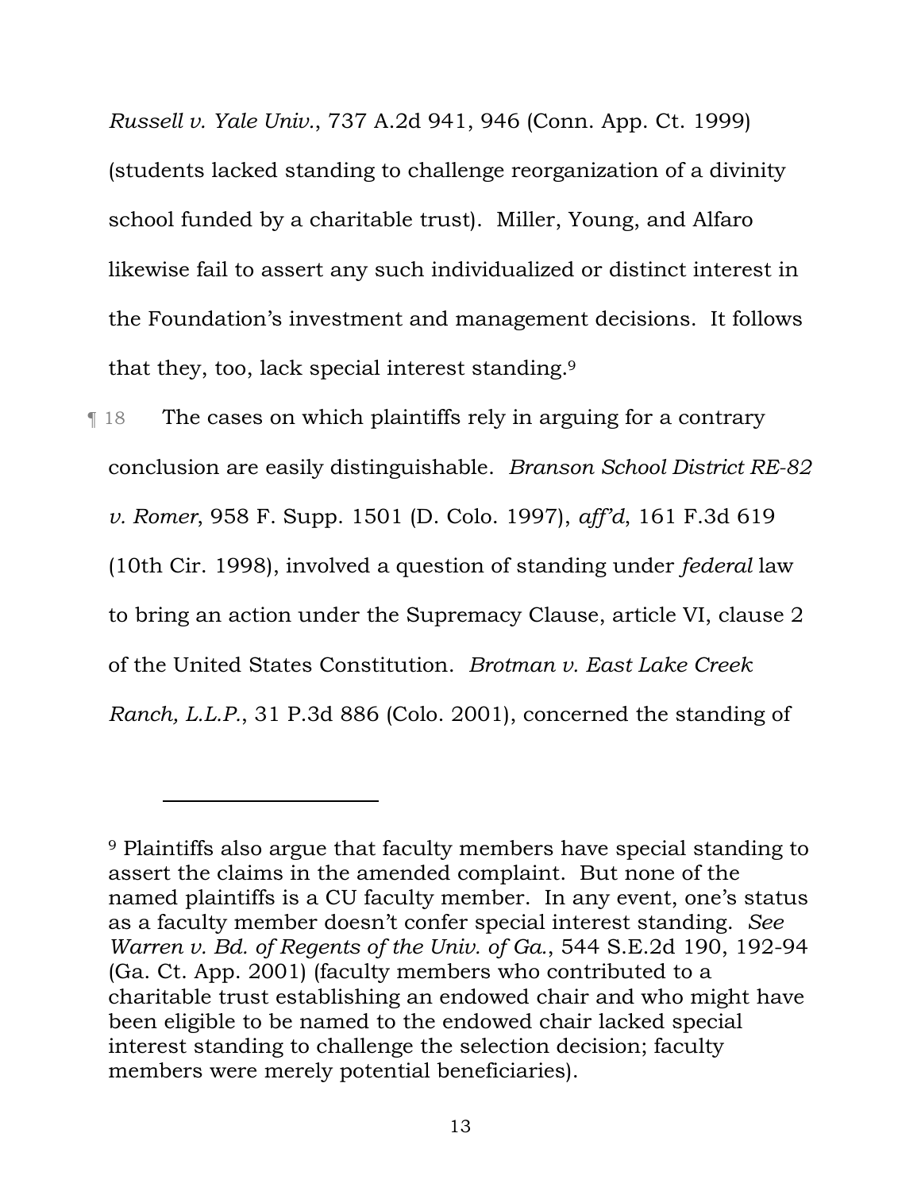*Russell v. Yale Univ.*, 737 A.2d 941, 946 (Conn. App. Ct. 1999) (students lacked standing to challenge reorganization of a divinity school funded by a charitable trust). Miller, Young, and Alfaro likewise fail to assert any such individualized or distinct interest in the Foundation's investment and management decisions. It follows that they, too, lack special interest standing.[9]

¶ 18 The cases on which plaintiffs rely in arguing for a contrary conclusion are easily distinguishable. *Branson School District RE-82 v. Romer*, 958 F. Supp. 1501 (D. Colo. 1997), *aff'd*, 161 F.3d 619 (10th Cir. 1998), involved a question of standing under *federal* law to bring an action under the Supremacy Clause, article VI, clause 2 of the United States Constitution. *Brotman v. East Lake Creek Ranch, L.L.P.*, 31 P.3d 886 (Colo. 2001), concerned the standing of

---

[9] Plaintiffs also argue that faculty members have special standing to assert the claims in the amended complaint. But none of the named plaintiffs is a CU faculty member. In any event, one's status as a faculty member doesn't confer special interest standing. *See Warren v. Bd. of Regents of the Univ. of Ga.*, 544 S.E.2d 190, 192-94 (Ga. Ct. App. 2001) (faculty members who contributed to a charitable trust establishing an endowed chair and who might have been eligible to be named to the endowed chair lacked special interest standing to challenge the selection decision; faculty members were merely potential beneficiaries).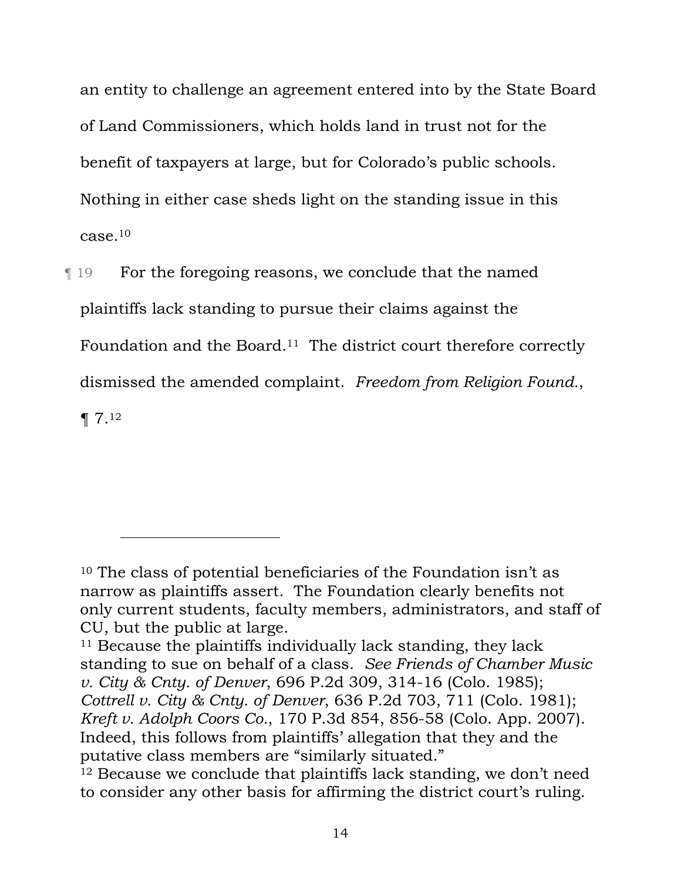an entity to challenge an agreement entered into by the State Board of Land Commissioners, which holds land in trust not for the benefit of taxpayers at large, but for Colorado's public schools. Nothing in either case sheds light on the standing issue in this case.[10]

¶ 19 For the foregoing reasons, we conclude that the named plaintiffs lack standing to pursue their claims against the Foundation and the Board.[11] The district court therefore correctly dismissed the amended complaint. *Freedom from Religion Found.*, ¶ 7.[12]

---

[10] The class of potential beneficiaries of the Foundation isn't as narrow as plaintiffs assert. The Foundation clearly benefits not only current students, faculty members, administrators, and staff of CU, but the public at large.

[11] Because the plaintiffs individually lack standing, they lack standing to sue on behalf of a class. *See Friends of Chamber Music v. City & Cnty. of Denver*, 696 P.2d 309, 314-16 (Colo. 1985); *Cottrell v. City & Cnty. of Denver*, 636 P.2d 703, 711 (Colo. 1981); *Kreft v. Adolph Coors Co.*, 170 P.3d 854, 856-58 (Colo. App. 2007). Indeed, this follows from plaintiffs' allegation that they and the putative class members are "similarly situated."

[12] Because we conclude that plaintiffs lack standing, we don't need to consider any other basis for affirming the district court's ruling.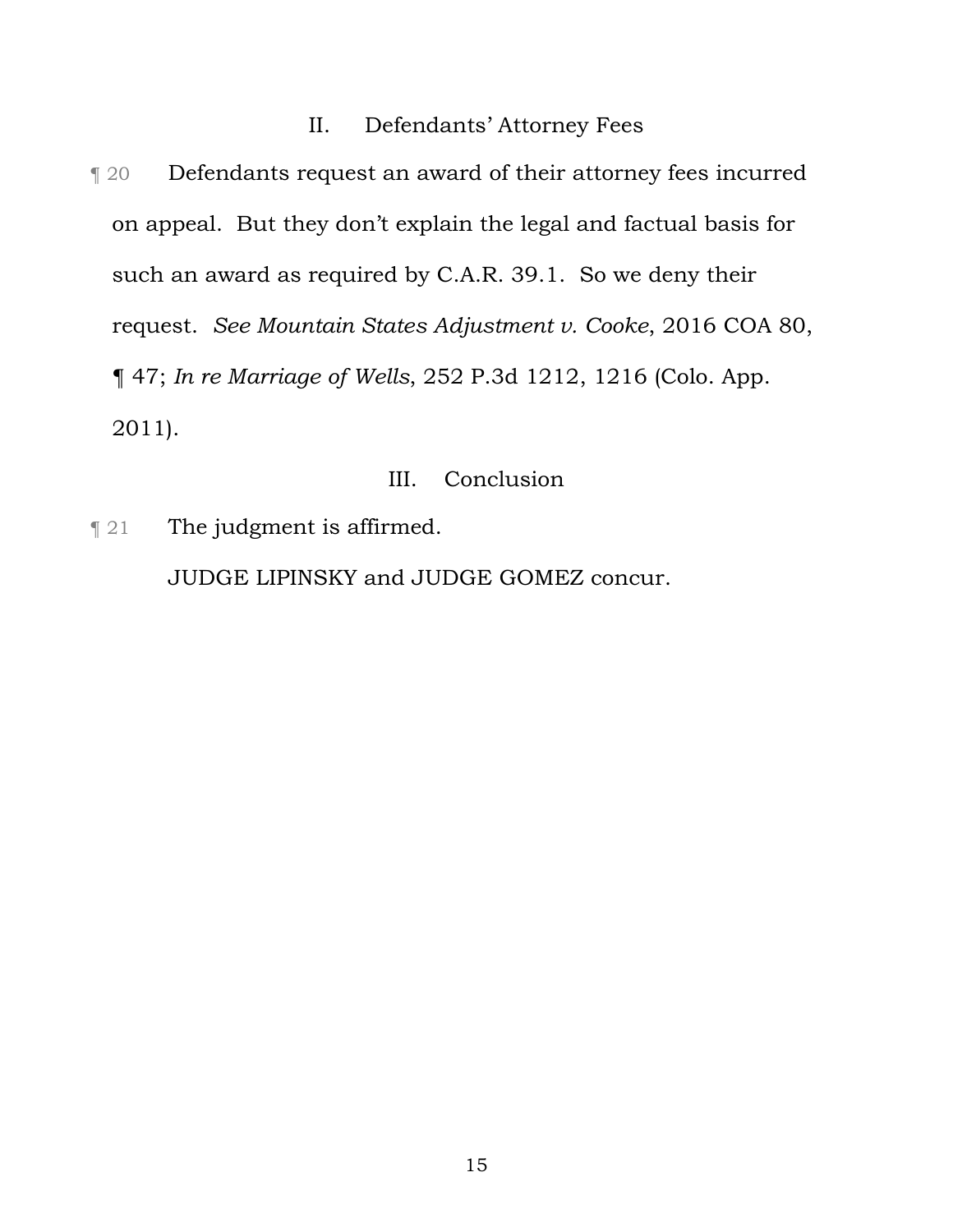## II. Defendants' Attorney Fees

¶ 20 Defendants request an award of their attorney fees incurred on appeal. But they don't explain the legal and factual basis for such an award as required by C.A.R. 39.1. So we deny their request. *See Mountain States Adjustment v. Cooke*, 2016 COA 80, ¶ 47; *In re Marriage of Wells*, 252 P.3d 1212, 1216 (Colo. App. 2011).

## III. Conclusion

¶ 21 The judgment is affirmed.

JUDGE LIPINSKY and JUDGE GOMEZ concur.